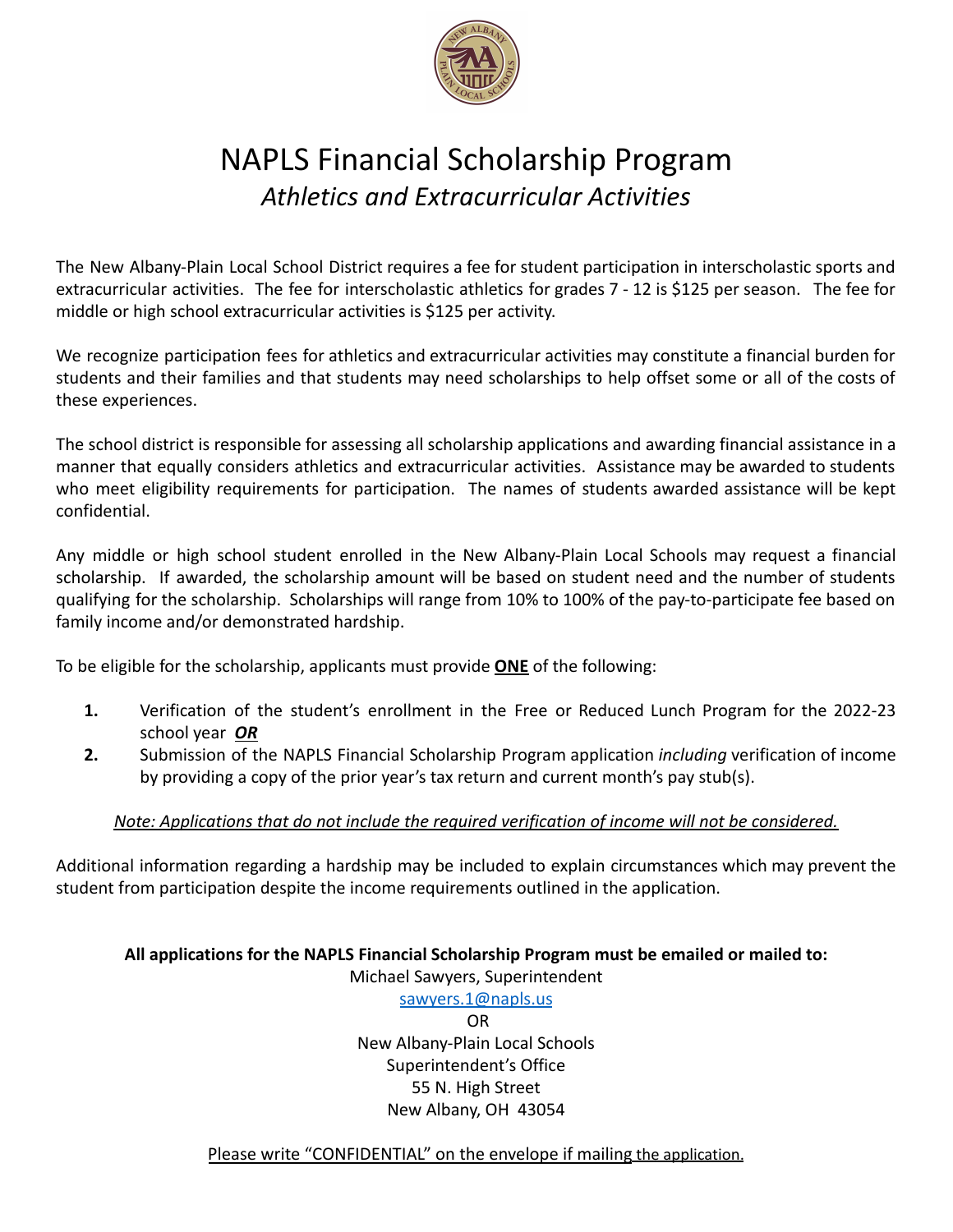# NAPLS Financial Scholarship Program

## *Athletics and Extracurricular Activities*

The New Albany-Plain Local School District requires a fee for student participation in interscholastic sports and extracurricular activities. The fee for interscholastic athletics for grades 7 - 12 is $125 per season. The fee for middle or high school extracurricular activities is $125 per activity.

We recognize participation fees for athletics and extracurricular activities may constitute a financial burden for students and their families and that students may need scholarships to help offset some or all of the costs of these experiences.

The school district is responsible for assessing all scholarship applications and awarding financial assistance in a manner that equally considers athletics and extracurricular activities. Assistance may be awarded to students who meet eligibility requirements for participation. The names of students awarded assistance will be kept confidential.

Any middle or high school student enrolled in the New Albany-Plain Local Schools may request a financial scholarship. If awarded, the scholarship amount will be based on student need and the number of students qualifying for the scholarship. Scholarships will range from 10% to 100% of the pay-to-participate fee based on family income and/or demonstrated hardship.

To be eligible for the scholarship, applicants must provide **<u>ONE</u>** of the following:

1. Verification of the student's enrollment in the Free or Reduced Lunch Program for the 2022-23 school year ***<u>OR</u>***
2. Submission of the NAPLS Financial Scholarship Program application *including* verification of income by providing a copy of the prior year's tax return and current month's pay stub(s).

*<u>Note: Applications that do not include the required verification of income will not be considered.</u>*

Additional information regarding a hardship may be included to explain circumstances which may prevent the student from participation despite the income requirements outlined in the application.

**All applications for the NAPLS Financial Scholarship Program must be emailed or mailed to:**

Michael Sawyers, Superintendent
sawyers.1@napls.us
OR
New Albany-Plain Local Schools
Superintendent's Office
55 N. High Street
New Albany, OH 43054

<u>Please write "CONFIDENTIAL" on the envelope if mailing the application.</u>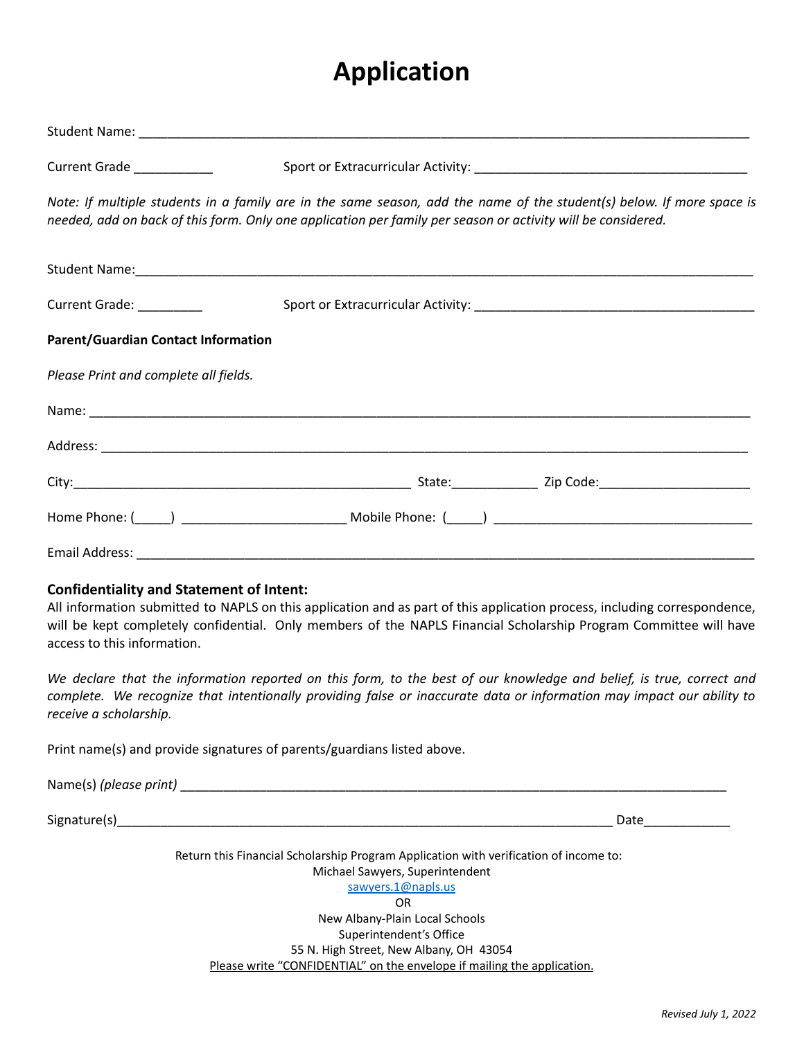# Application

Student Name: ___________________________________________________________________________________

Current Grade ___________ Sport or Extracurricular Activity: ______________________________________

*Note: If multiple students in a family are in the same season, add the name of the student(s) below. If more space is needed, add on back of this form. Only one application per family per season or activity will be considered.*

Student Name:____________________________________________________________________________________

Current Grade: _________ Sport or Extracurricular Activity: _______________________________________

**Parent/Guardian Contact Information**

*Please Print and complete all fields.*

Name: _________________________________________________________________________________________

Address: _______________________________________________________________________________________

City:_____________________________________________ State:____________ Zip Code:_____________________

Home Phone: (_____) ______________________ Mobile Phone: (_____) ___________________________________

Email Address: ___________________________________________________________________________________

**Confidentiality and Statement of Intent:**
All information submitted to NAPLS on this application and as part of this application process, including correspondence, will be kept completely confidential. Only members of the NAPLS Financial Scholarship Program Committee will have access to this information.

*We declare that the information reported on this form, to the best of our knowledge and belief, is true, correct and complete. We recognize that intentionally providing false or inaccurate data or information may impact our ability to receive a scholarship.*

Print name(s) and provide signatures of parents/guardians listed above.

Name(s) *(please print)* _____________________________________________________________________________

Signature(s)______________________________________________________________________ Date____________

Return this Financial Scholarship Program Application with verification of income to:
Michael Sawyers, Superintendent
sawyers.1@napls.us
OR
New Albany-Plain Local Schools
Superintendent's Office
55 N. High Street, New Albany, OH 43054
Please write "CONFIDENTIAL" on the envelope if mailing the application.

*Revised July 1, 2022*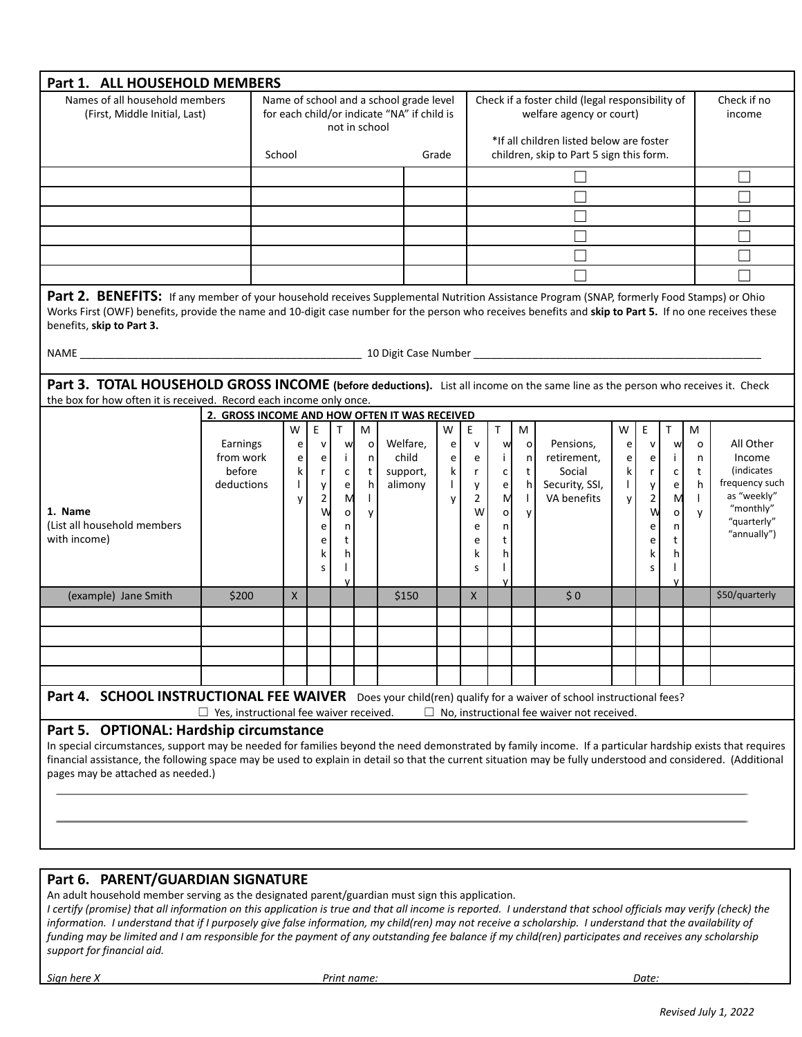## Part 1. ALL HOUSEHOLD MEMBERS

| Names of all household members (First, Middle Initial, Last) | Name of school and a school grade level for each child/or indicate "NA" if child is not in school — School | Grade | Check if a foster child (legal responsibility of welfare agency or court) *If all children listed below are foster children, skip to Part 5 sign this form. | Check if no income |
|---|---|---|---|---|
| | | | ☐ | ☐ |
| | | | ☐ | ☐ |
| | | | ☐ | ☐ |
| | | | ☐ | ☐ |
| | | | ☐ | ☐ |
| | | | ☐ | ☐ |

## Part 2. BENEFITS:

If any member of your household receives Supplemental Nutrition Assistance Program (SNAP, formerly Food Stamps) or Ohio Works First (OWF) benefits, provide the name and 10-digit case number for the person who receives benefits and **skip to Part 5.** If no one receives these benefits, **skip to Part 3.**

NAME ______________________________ 10 Digit Case Number ______________________________

## Part 3. TOTAL HOUSEHOLD GROSS INCOME (before deductions).

List all income on the same line as the person who receives it. Check the box for how often it is received. Record each income only once.

| 1. Name (List all household members with income) | 2. GROSS INCOME AND HOW OFTEN IT WAS RECEIVED — Earnings from work before deductions | Weekly | Every 2 Weeks | Twice Monthly | Monthly | Welfare, child support, alimony | Weekly | Every 2 Weeks | Twice Monthly | Monthly | Pensions, retirement, Social Security, SSI, VA benefits | Weekly | Every 2 Weeks | Twice Monthly | Monthly | All Other Income (indicates frequency such as "weekly" "monthly" "quarterly" "annually") |
|---|---|---|---|---|---|---|---|---|---|---|---|---|---|---|---|---|
| (example) Jane Smith | $200 | X | | | | $150 | | X | | | $ 0 | | | | | $50/quarterly |
| | | | | | | | | | | | | | | | | |
| | | | | | | | | | | | | | | | | |
| | | | | | | | | | | | | | | | | |
| | | | | | | | | | | | | | | | | |

## Part 4. SCHOOL INSTRUCTIONAL FEE WAIVER

Does your child(ren) qualify for a waiver of school instructional fees?

☐ Yes, instructional fee waiver received. ☐ No, instructional fee waiver not received.

## Part 5. OPTIONAL: Hardship circumstance

In special circumstances, support may be needed for families beyond the need demonstrated by family income. If a particular hardship exists that requires financial assistance, the following space may be used to explain in detail so that the current situation may be fully understood and considered. (Additional pages may be attached as needed.)

______________________________________________________________________

______________________________________________________________________

## Part 6. PARENT/GUARDIAN SIGNATURE

An adult household member serving as the designated parent/guardian must sign this application.

*I certify (promise) that all information on this application is true and that all income is reported. I understand that school officials may verify (check) the information. I understand that if I purposely give false information, my child(ren) may not receive a scholarship. I understand that the availability of funding may be limited and I am responsible for the payment of any outstanding fee balance if my child(ren) participates and receives any scholarship support for financial aid.*

*Sign here X* *Print name:* *Date:*

*Revised July 1, 2022*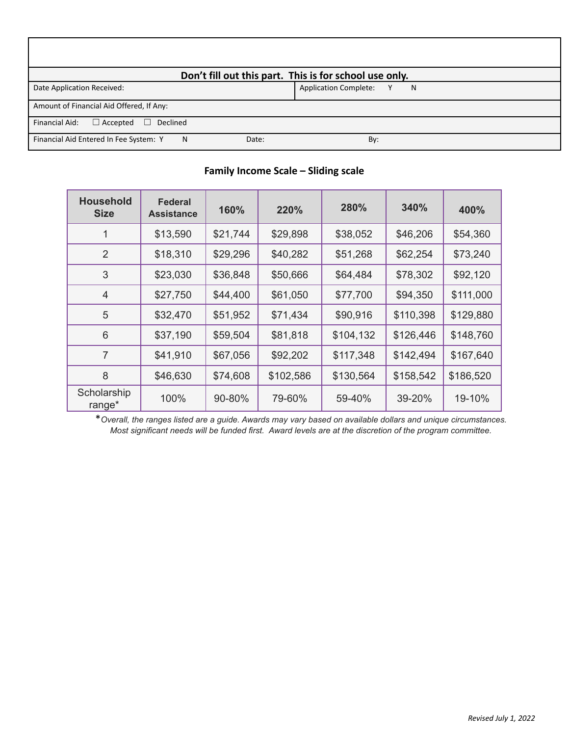**Don't fill out this part. This is for school use only.**

| | |
|---|---|
| Date Application Received: | Application Complete: Y N |
| Amount of Financial Aid Offered, If Any: | |
| Financial Aid: ☐ Accepted ☐ Declined | |
| Financial Aid Entered In Fee System: Y N Date: By: | |

### Family Income Scale – Sliding scale

| Household Size | Federal Assistance | 160% | 220% | 280% | 340% | 400% |
|---|---|---|---|---|---|---|
| 1 | $13,590 | $21,744 | $29,898 | $38,052 | $46,206 | $54,360 |
| 2 | $18,310 | $29,296 | $40,282 | $51,268 | $62,254 | $73,240 |
| 3 | $23,030 | $36,848 | $50,666 | $64,484 | $78,302 | $92,120 |
| 4 | $27,750 | $44,400 | $61,050 | $77,700 | $94,350 | $111,000 |
| 5 | $32,470 | $51,952 | $71,434 | $90,916 | $110,398 | $129,880 |
| 6 | $37,190 | $59,504 | $81,818 | $104,132 | $126,446 | $148,760 |
| 7 | $41,910 | $67,056 | $92,202 | $117,348 | $142,494 | $167,640 |
| 8 | $46,630 | $74,608 | $102,586 | $130,564 | $158,542 | $186,520 |
| Scholarship range* | 100% | 90-80% | 79-60% | 59-40% | 39-20% | 19-10% |

*\*Overall, the ranges listed are a guide. Awards may vary based on available dollars and unique circumstances. Most significant needs will be funded first. Award levels are at the discretion of the program committee.*

*Revised July 1, 2022*